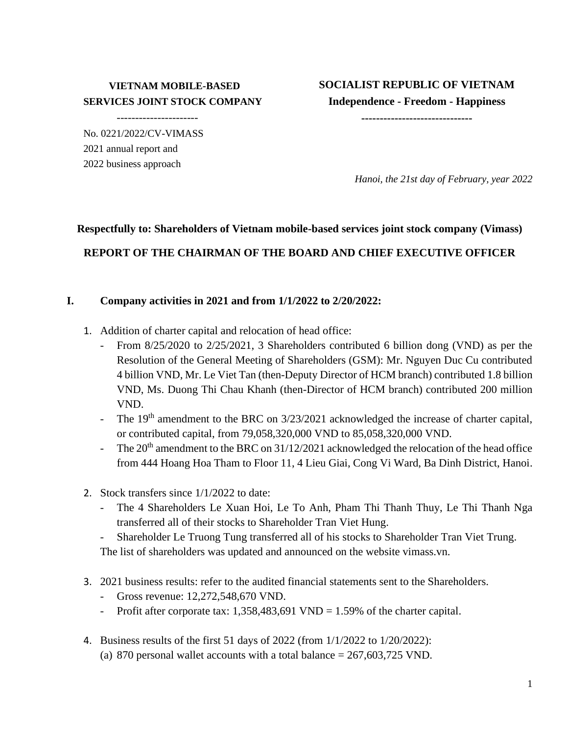**VIETNAM MOBILE-BASED SERVICES JOINT STOCK COMPANY**

----------------------

No. 0221/2022/CV-VIMASS
2021 annual report and
2022 business approach

**SOCIALIST REPUBLIC OF VIETNAM**
**Independence - Freedom - Happiness**
**------------------------------**

*Hanoi, the 21st day of February, year 2022*

**Respectfully to: Shareholders of Vietnam mobile-based services joint stock company (Vimass)**

**REPORT OF THE CHAIRMAN OF THE BOARD AND CHIEF EXECUTIVE OFFICER**

## I. Company activities in 2021 and from 1/1/2022 to 2/20/2022:

1. Addition of charter capital and relocation of head office:
   - From 8/25/2020 to 2/25/2021, 3 Shareholders contributed 6 billion dong (VND) as per the Resolution of the General Meeting of Shareholders (GSM): Mr. Nguyen Duc Cu contributed 4 billion VND, Mr. Le Viet Tan (then-Deputy Director of HCM branch) contributed 1.8 billion VND, Ms. Duong Thi Chau Khanh (then-Director of HCM branch) contributed 200 million VND.
   - The 19th amendment to the BRC on 3/23/2021 acknowledged the increase of charter capital, or contributed capital, from 79,058,320,000 VND to 85,058,320,000 VND.
   - The 20th amendment to the BRC on 31/12/2021 acknowledged the relocation of the head office from 444 Hoang Hoa Tham to Floor 11, 4 Lieu Giai, Cong Vi Ward, Ba Dinh District, Hanoi.

2. Stock transfers since 1/1/2022 to date:
   - The 4 Shareholders Le Xuan Hoi, Le To Anh, Pham Thi Thanh Thuy, Le Thi Thanh Nga transferred all of their stocks to Shareholder Tran Viet Hung.
   - Shareholder Le Truong Tung transferred all of his stocks to Shareholder Tran Viet Trung.

   The list of shareholders was updated and announced on the website vimass.vn.

3. 2021 business results: refer to the audited financial statements sent to the Shareholders.
   - Gross revenue: 12,272,548,670 VND.
   - Profit after corporate tax: 1,358,483,691 VND = 1.59% of the charter capital.

4. Business results of the first 51 days of 2022 (from 1/1/2022 to 1/20/2022):
   (a) 870 personal wallet accounts with a total balance = 267,603,725 VND.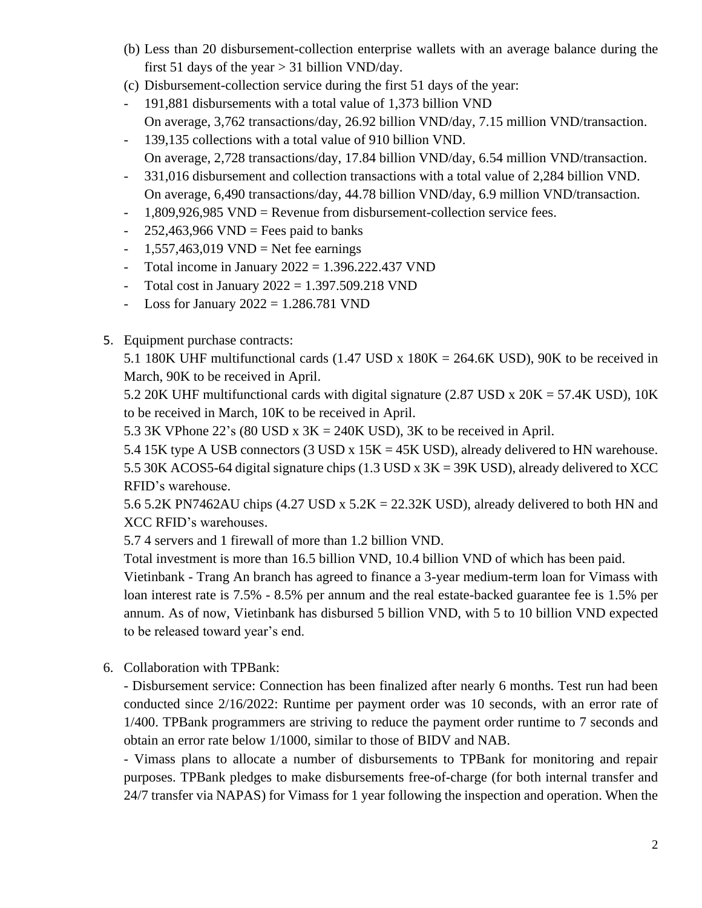(b) Less than 20 disbursement-collection enterprise wallets with an average balance during the first 51 days of the year > 31 billion VND/day.

(c) Disbursement-collection service during the first 51 days of the year:

- 191,881 disbursements with a total value of 1,373 billion VND
  On average, 3,762 transactions/day, 26.92 billion VND/day, 7.15 million VND/transaction.
- 139,135 collections with a total value of 910 billion VND.
  On average, 2,728 transactions/day, 17.84 billion VND/day, 6.54 million VND/transaction.
- 331,016 disbursement and collection transactions with a total value of 2,284 billion VND.
  On average, 6,490 transactions/day, 44.78 billion VND/day, 6.9 million VND/transaction.
- 1,809,926,985 VND = Revenue from disbursement-collection service fees.
- 252,463,966 VND = Fees paid to banks
- 1,557,463,019 VND = Net fee earnings
- Total income in January 2022 = 1.396.222.437 VND
- Total cost in January 2022 = 1.397.509.218 VND
- Loss for January 2022 = 1.286.781 VND

5. Equipment purchase contracts:

   5.1 180K UHF multifunctional cards (1.47 USD x 180K = 264.6K USD), 90K to be received in March, 90K to be received in April.

   5.2 20K UHF multifunctional cards with digital signature (2.87 USD x 20K = 57.4K USD), 10K to be received in March, 10K to be received in April.

   5.3 3K VPhone 22's (80 USD x 3K = 240K USD), 3K to be received in April.

   5.4 15K type A USB connectors (3 USD x 15K = 45K USD), already delivered to HN warehouse.

   5.5 30K ACOS5-64 digital signature chips (1.3 USD x 3K = 39K USD), already delivered to XCC RFID's warehouse.

   5.6 5.2K PN7462AU chips (4.27 USD x 5.2K = 22.32K USD), already delivered to both HN and XCC RFID's warehouses.

   5.7 4 servers and 1 firewall of more than 1.2 billion VND.

   Total investment is more than 16.5 billion VND, 10.4 billion VND of which has been paid.

   Vietinbank - Trang An branch has agreed to finance a 3-year medium-term loan for Vimass with loan interest rate is 7.5% - 8.5% per annum and the real estate-backed guarantee fee is 1.5% per annum. As of now, Vietinbank has disbursed 5 billion VND, with 5 to 10 billion VND expected to be released toward year's end.

6. Collaboration with TPBank:

   - Disbursement service: Connection has been finalized after nearly 6 months. Test run had been conducted since 2/16/2022: Runtime per payment order was 10 seconds, with an error rate of 1/400. TPBank programmers are striving to reduce the payment order runtime to 7 seconds and obtain an error rate below 1/1000, similar to those of BIDV and NAB.

   - Vimass plans to allocate a number of disbursements to TPBank for monitoring and repair purposes. TPBank pledges to make disbursements free-of-charge (for both internal transfer and 24/7 transfer via NAPAS) for Vimass for 1 year following the inspection and operation. When the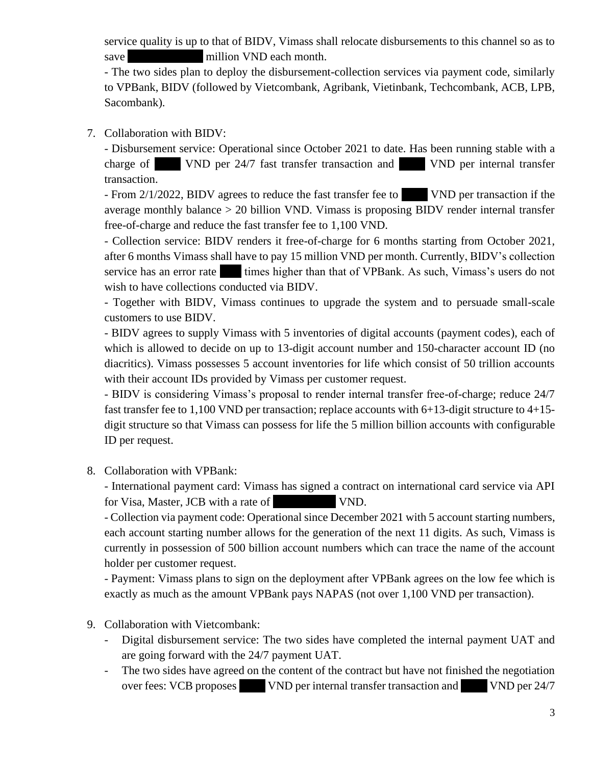service quality is up to that of BIDV, Vimass shall relocate disbursements to this channel so as to save ██████ million VND each month.

- The two sides plan to deploy the disbursement-collection services via payment code, similarly to VPBank, BIDV (followed by Vietcombank, Agribank, Vietinbank, Techcombank, ACB, LPB, Sacombank).

7. Collaboration with BIDV:

   - Disbursement service: Operational since October 2021 to date. Has been running stable with a charge of ███ VND per 24/7 fast transfer transaction and ███ VND per internal transfer transaction.

   - From 2/1/2022, BIDV agrees to reduce the fast transfer fee to ███ VND per transaction if the average monthly balance > 20 billion VND. Vimass is proposing BIDV render internal transfer free-of-charge and reduce the fast transfer fee to 1,100 VND.

   - Collection service: BIDV renders it free-of-charge for 6 months starting from October 2021, after 6 months Vimass shall have to pay 15 million VND per month. Currently, BIDV's collection service has an error rate ██ times higher than that of VPBank. As such, Vimass's users do not wish to have collections conducted via BIDV.

   - Together with BIDV, Vimass continues to upgrade the system and to persuade small-scale customers to use BIDV.

   - BIDV agrees to supply Vimass with 5 inventories of digital accounts (payment codes), each of which is allowed to decide on up to 13-digit account number and 150-character account ID (no diacritics). Vimass possesses 5 account inventories for life which consist of 50 trillion accounts with their account IDs provided by Vimass per customer request.

   - BIDV is considering Vimass's proposal to render internal transfer free-of-charge; reduce 24/7 fast transfer fee to 1,100 VND per transaction; replace accounts with 6+13-digit structure to 4+15-digit structure so that Vimass can possess for life the 5 million billion accounts with configurable ID per request.

8. Collaboration with VPBank:

   - International payment card: Vimass has signed a contract on international card service via API for Visa, Master, JCB with a rate of ██████ VND.

   - Collection via payment code: Operational since December 2021 with 5 account starting numbers, each account starting number allows for the generation of the next 11 digits. As such, Vimass is currently in possession of 500 billion account numbers which can trace the name of the account holder per customer request.

   - Payment: Vimass plans to sign on the deployment after VPBank agrees on the low fee which is exactly as much as the amount VPBank pays NAPAS (not over 1,100 VND per transaction).

9. Collaboration with Vietcombank:

   - Digital disbursement service: The two sides have completed the internal payment UAT and are going forward with the 24/7 payment UAT.
   - The two sides have agreed on the content of the contract but have not finished the negotiation over fees: VCB proposes ███ VND per internal transfer transaction and ███ VND per 24/7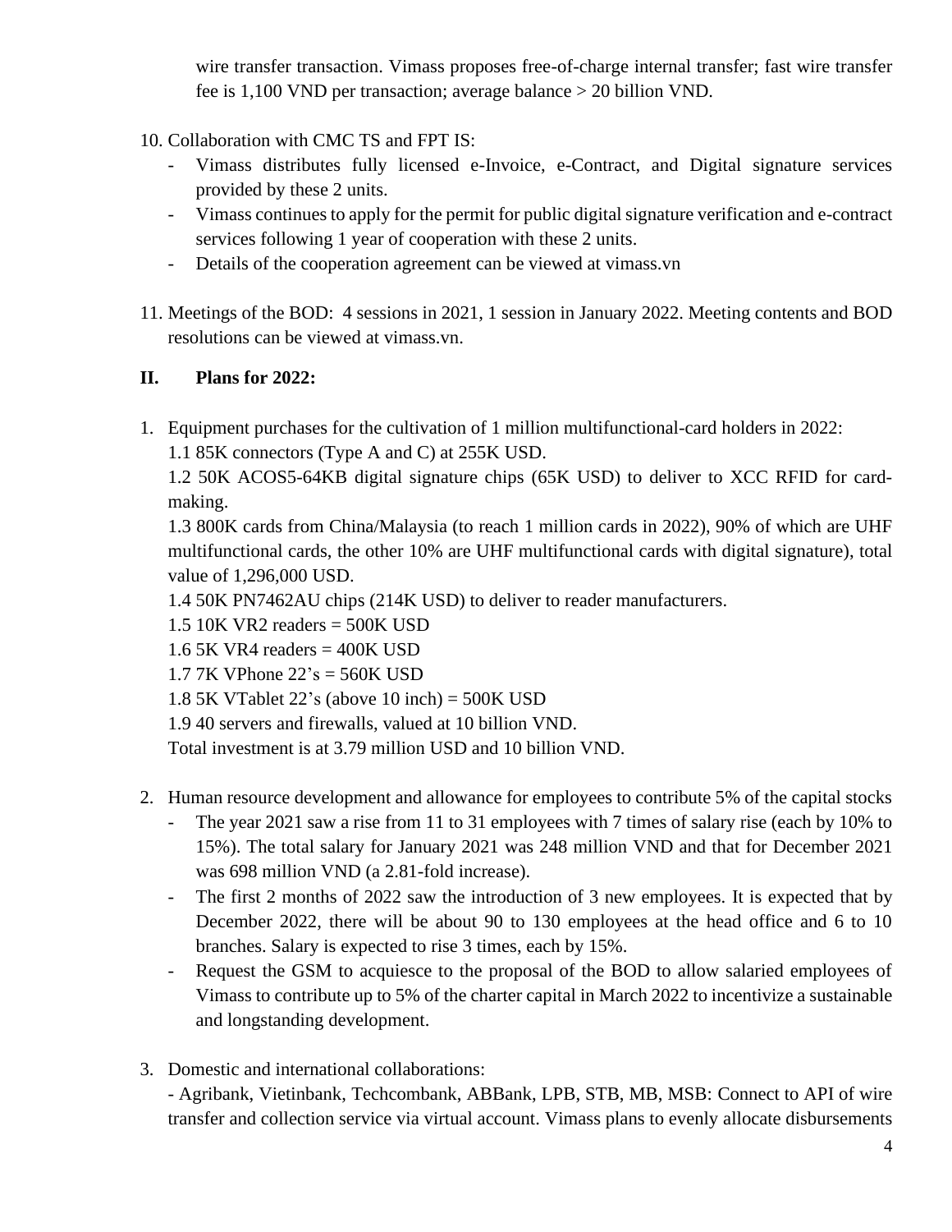wire transfer transaction. Vimass proposes free-of-charge internal transfer; fast wire transfer fee is 1,100 VND per transaction; average balance > 20 billion VND.

10. Collaboration with CMC TS and FPT IS:
    - Vimass distributes fully licensed e-Invoice, e-Contract, and Digital signature services provided by these 2 units.
    - Vimass continues to apply for the permit for public digital signature verification and e-contract services following 1 year of cooperation with these 2 units.
    - Details of the cooperation agreement can be viewed at vimass.vn

11. Meetings of the BOD: 4 sessions in 2021, 1 session in January 2022. Meeting contents and BOD resolutions can be viewed at vimass.vn.

## II. Plans for 2022:

1. Equipment purchases for the cultivation of 1 million multifunctional-card holders in 2022:

   1.1 85K connectors (Type A and C) at 255K USD.

   1.2 50K ACOS5-64KB digital signature chips (65K USD) to deliver to XCC RFID for card-making.

   1.3 800K cards from China/Malaysia (to reach 1 million cards in 2022), 90% of which are UHF multifunctional cards, the other 10% are UHF multifunctional cards with digital signature), total value of 1,296,000 USD.

   1.4 50K PN7462AU chips (214K USD) to deliver to reader manufacturers.

   1.5 10K VR2 readers = 500K USD

   1.6 5K VR4 readers = 400K USD

   1.7 7K VPhone 22's = 560K USD

   1.8 5K VTablet 22's (above 10 inch) = 500K USD

   1.9 40 servers and firewalls, valued at 10 billion VND.

   Total investment is at 3.79 million USD and 10 billion VND.

2. Human resource development and allowance for employees to contribute 5% of the capital stocks
   - The year 2021 saw a rise from 11 to 31 employees with 7 times of salary rise (each by 10% to 15%). The total salary for January 2021 was 248 million VND and that for December 2021 was 698 million VND (a 2.81-fold increase).
   - The first 2 months of 2022 saw the introduction of 3 new employees. It is expected that by December 2022, there will be about 90 to 130 employees at the head office and 6 to 10 branches. Salary is expected to rise 3 times, each by 15%.
   - Request the GSM to acquiesce to the proposal of the BOD to allow salaried employees of Vimass to contribute up to 5% of the charter capital in March 2022 to incentivize a sustainable and longstanding development.

3. Domestic and international collaborations:

   - Agribank, Vietinbank, Techcombank, ABBank, LPB, STB, MB, MSB: Connect to API of wire transfer and collection service via virtual account. Vimass plans to evenly allocate disbursements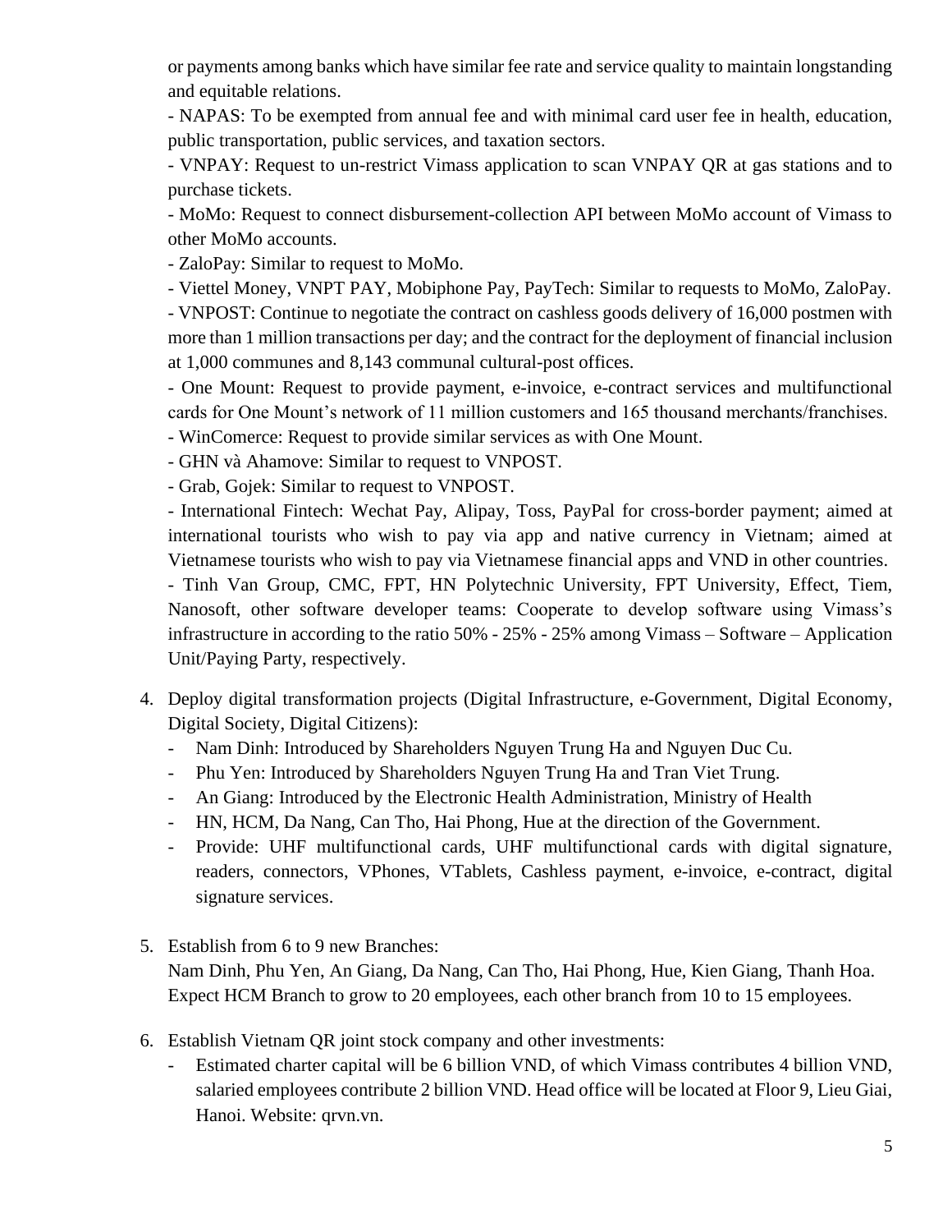or payments among banks which have similar fee rate and service quality to maintain longstanding and equitable relations.

- NAPAS: To be exempted from annual fee and with minimal card user fee in health, education, public transportation, public services, and taxation sectors.
- VNPAY: Request to un-restrict Vimass application to scan VNPAY QR at gas stations and to purchase tickets.
- MoMo: Request to connect disbursement-collection API between MoMo account of Vimass to other MoMo accounts.
- ZaloPay: Similar to request to MoMo.
- Viettel Money, VNPT PAY, Mobiphone Pay, PayTech: Similar to requests to MoMo, ZaloPay.
- VNPOST: Continue to negotiate the contract on cashless goods delivery of 16,000 postmen with more than 1 million transactions per day; and the contract for the deployment of financial inclusion at 1,000 communes and 8,143 communal cultural-post offices.
- One Mount: Request to provide payment, e-invoice, e-contract services and multifunctional cards for One Mount's network of 11 million customers and 165 thousand merchants/franchises.
- WinComerce: Request to provide similar services as with One Mount.
- GHN và Ahamove: Similar to request to VNPOST.
- Grab, Gojek: Similar to request to VNPOST.
- International Fintech: Wechat Pay, Alipay, Toss, PayPal for cross-border payment; aimed at international tourists who wish to pay via app and native currency in Vietnam; aimed at Vietnamese tourists who wish to pay via Vietnamese financial apps and VND in other countries.
- Tinh Van Group, CMC, FPT, HN Polytechnic University, FPT University, Effect, Tiem, Nanosoft, other software developer teams: Cooperate to develop software using Vimass's infrastructure in according to the ratio 50% - 25% - 25% among Vimass – Software – Application Unit/Paying Party, respectively.

4. Deploy digital transformation projects (Digital Infrastructure, e-Government, Digital Economy, Digital Society, Digital Citizens):
   - Nam Dinh: Introduced by Shareholders Nguyen Trung Ha and Nguyen Duc Cu.
   - Phu Yen: Introduced by Shareholders Nguyen Trung Ha and Tran Viet Trung.
   - An Giang: Introduced by the Electronic Health Administration, Ministry of Health
   - HN, HCM, Da Nang, Can Tho, Hai Phong, Hue at the direction of the Government.
   - Provide: UHF multifunctional cards, UHF multifunctional cards with digital signature, readers, connectors, VPhones, VTablets, Cashless payment, e-invoice, e-contract, digital signature services.

5. Establish from 6 to 9 new Branches:
   Nam Dinh, Phu Yen, An Giang, Da Nang, Can Tho, Hai Phong, Hue, Kien Giang, Thanh Hoa. Expect HCM Branch to grow to 20 employees, each other branch from 10 to 15 employees.

6. Establish Vietnam QR joint stock company and other investments:
   - Estimated charter capital will be 6 billion VND, of which Vimass contributes 4 billion VND, salaried employees contribute 2 billion VND. Head office will be located at Floor 9, Lieu Giai, Hanoi. Website: qrvn.vn.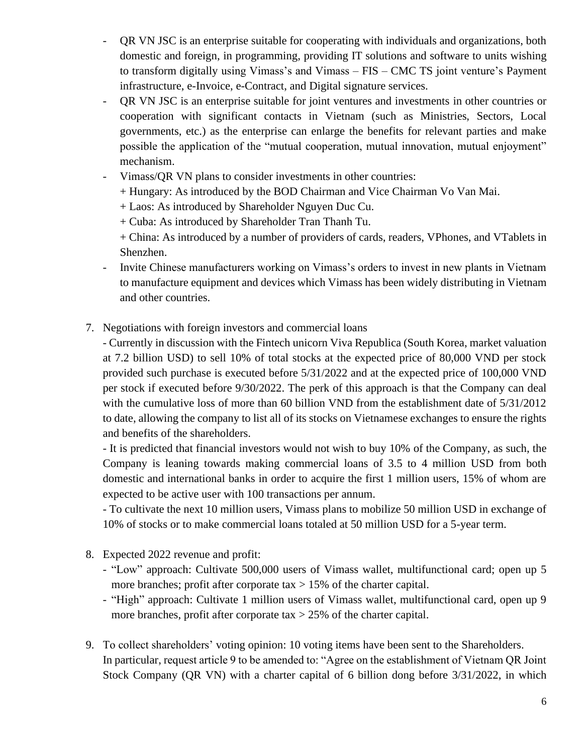- QR VN JSC is an enterprise suitable for cooperating with individuals and organizations, both domestic and foreign, in programming, providing IT solutions and software to units wishing to transform digitally using Vimass's and Vimass – FIS – CMC TS joint venture's Payment infrastructure, e-Invoice, e-Contract, and Digital signature services.
- QR VN JSC is an enterprise suitable for joint ventures and investments in other countries or cooperation with significant contacts in Vietnam (such as Ministries, Sectors, Local governments, etc.) as the enterprise can enlarge the benefits for relevant parties and make possible the application of the "mutual cooperation, mutual innovation, mutual enjoyment" mechanism.
- Vimass/QR VN plans to consider investments in other countries:
  + Hungary: As introduced by the BOD Chairman and Vice Chairman Vo Van Mai.
  + Laos: As introduced by Shareholder Nguyen Duc Cu.
  + Cuba: As introduced by Shareholder Tran Thanh Tu.
  + China: As introduced by a number of providers of cards, readers, VPhones, and VTablets in Shenzhen.
- Invite Chinese manufacturers working on Vimass's orders to invest in new plants in Vietnam to manufacture equipment and devices which Vimass has been widely distributing in Vietnam and other countries.

7. Negotiations with foreign investors and commercial loans

   - Currently in discussion with the Fintech unicorn Viva Republica (South Korea, market valuation at 7.2 billion USD) to sell 10% of total stocks at the expected price of 80,000 VND per stock provided such purchase is executed before 5/31/2022 and at the expected price of 100,000 VND per stock if executed before 9/30/2022. The perk of this approach is that the Company can deal with the cumulative loss of more than 60 billion VND from the establishment date of 5/31/2012 to date, allowing the company to list all of its stocks on Vietnamese exchanges to ensure the rights and benefits of the shareholders.

   - It is predicted that financial investors would not wish to buy 10% of the Company, as such, the Company is leaning towards making commercial loans of 3.5 to 4 million USD from both domestic and international banks in order to acquire the first 1 million users, 15% of whom are expected to be active user with 100 transactions per annum.

   - To cultivate the next 10 million users, Vimass plans to mobilize 50 million USD in exchange of 10% of stocks or to make commercial loans totaled at 50 million USD for a 5-year term.

8. Expected 2022 revenue and profit:
   - "Low" approach: Cultivate 500,000 users of Vimass wallet, multifunctional card; open up 5 more branches; profit after corporate tax > 15% of the charter capital.
   - "High" approach: Cultivate 1 million users of Vimass wallet, multifunctional card, open up 9 more branches, profit after corporate tax > 25% of the charter capital.

9. To collect shareholders' voting opinion: 10 voting items have been sent to the Shareholders.
   In particular, request article 9 to be amended to: "Agree on the establishment of Vietnam QR Joint Stock Company (QR VN) with a charter capital of 6 billion dong before 3/31/2022, in which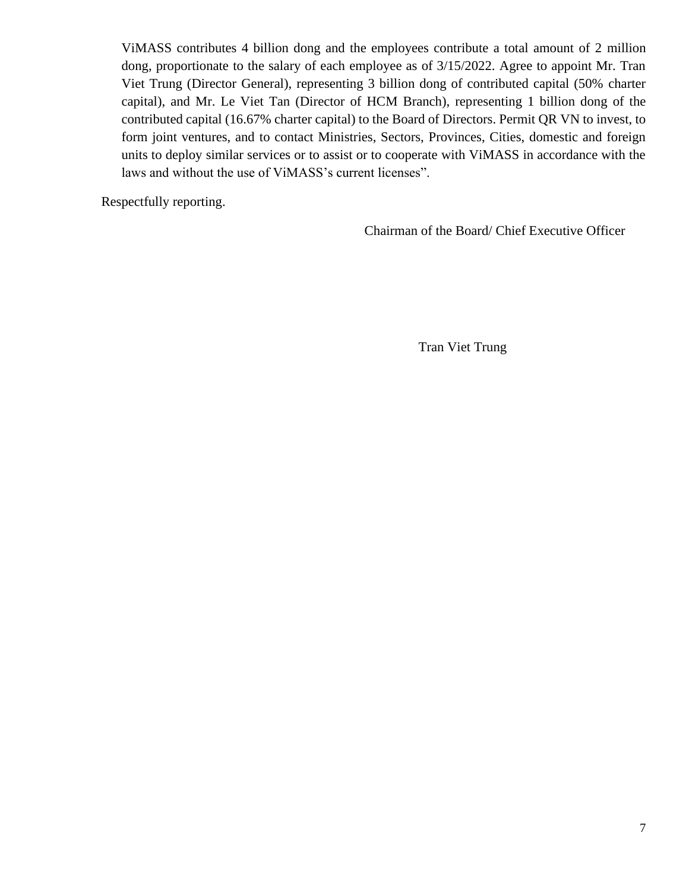ViMASS contributes 4 billion dong and the employees contribute a total amount of 2 million dong, proportionate to the salary of each employee as of 3/15/2022. Agree to appoint Mr. Tran Viet Trung (Director General), representing 3 billion dong of contributed capital (50% charter capital), and Mr. Le Viet Tan (Director of HCM Branch), representing 1 billion dong of the contributed capital (16.67% charter capital) to the Board of Directors. Permit QR VN to invest, to form joint ventures, and to contact Ministries, Sectors, Provinces, Cities, domestic and foreign units to deploy similar services or to assist or to cooperate with ViMASS in accordance with the laws and without the use of ViMASS's current licenses".

Respectfully reporting.

Chairman of the Board/ Chief Executive Officer

Tran Viet Trung